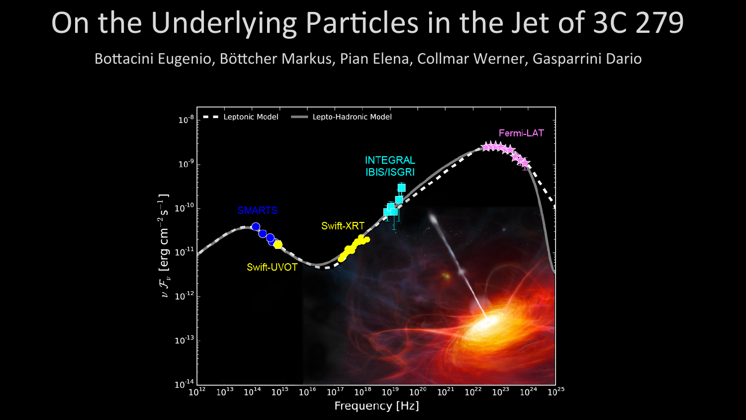# On the Underlying Particles in the Jet of 3C 279

Bottacini Eugenio, Böttcher Markus, Pian Elena, Collmar Werner, Gasparrini Dario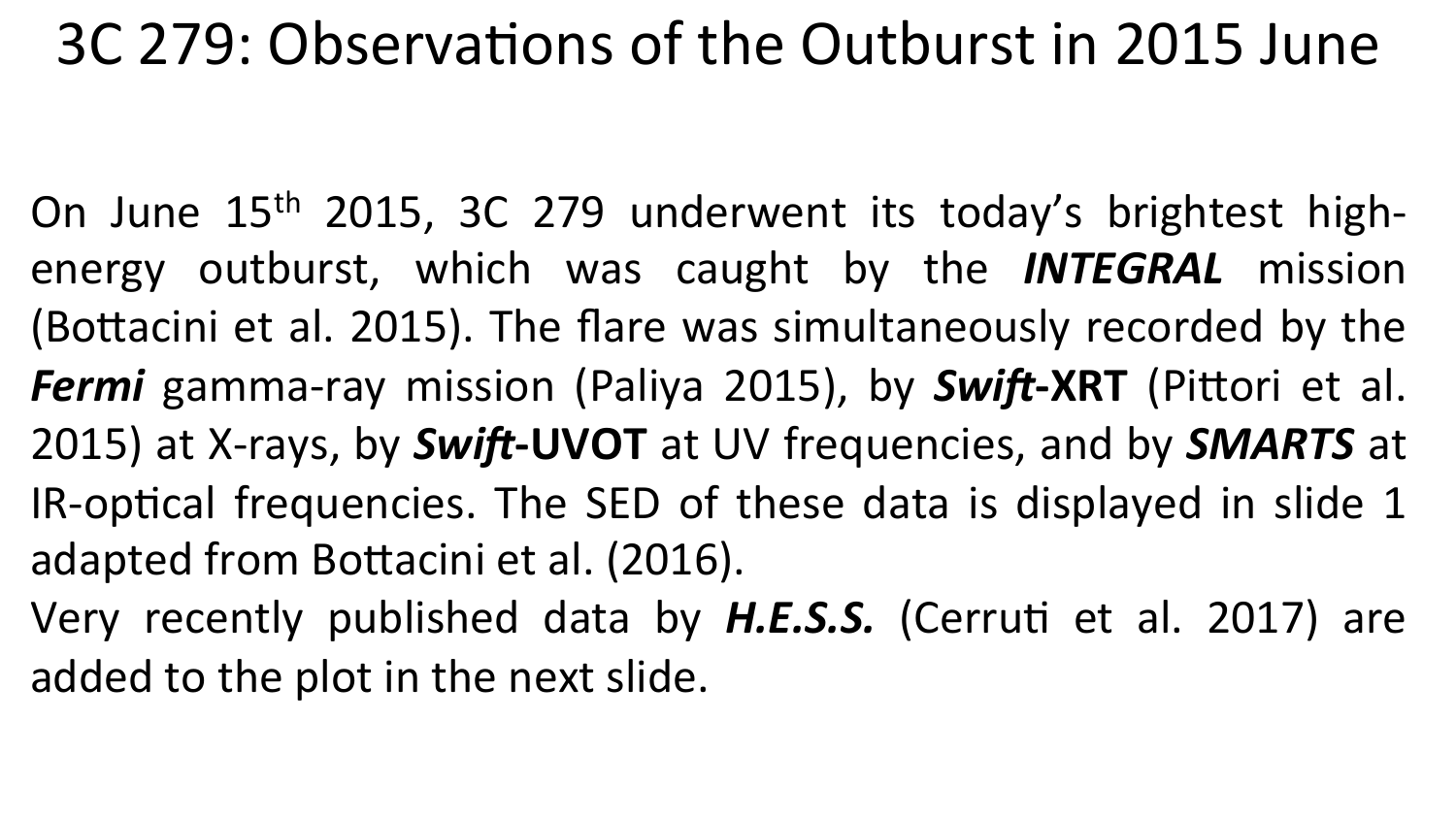# 3C 279: Observations of the Outburst in 2015 June

On June 15$^{th}$ 2015, 3C 279 underwent its today's brightest high-energy outburst, which was caught by the ***INTEGRAL*** mission (Bottacini et al. 2015). The flare was simultaneously recorded by the ***Fermi*** gamma-ray mission (Paliya 2015), by ***Swift*-XRT** (Pittori et al. 2015) at X-rays, by ***Swift*-UVOT** at UV frequencies, and by ***SMARTS*** at IR-optical frequencies. The SED of these data is displayed in slide 1 adapted from Bottacini et al. (2016).

Very recently published data by ***H.E.S.S.*** (Cerruti et al. 2017) are added to the plot in the next slide.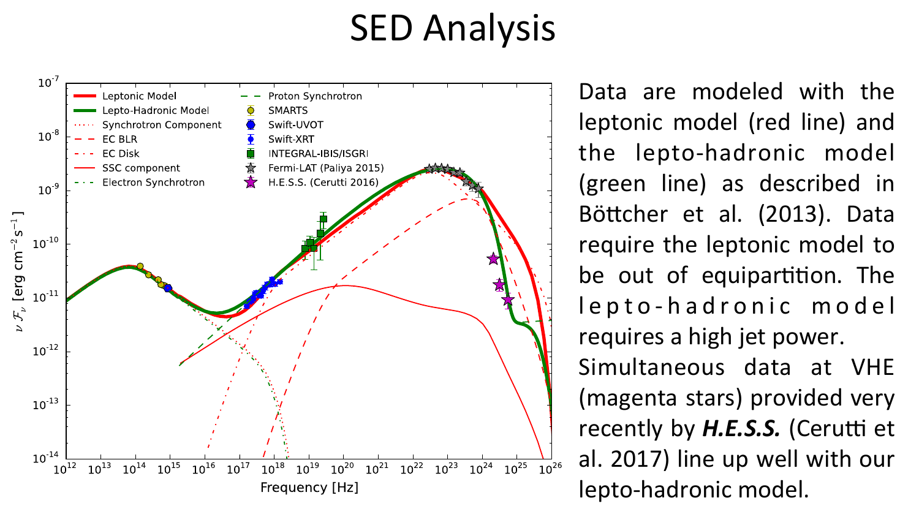# SED Analysis

Data are modeled with the leptonic model (red line) and the lepto-hadronic model (green line) as described in Böttcher et al. (2013). Data require the leptonic model to be out of equipartition. The lepto-hadronic model requires a high jet power.

Simultaneous data at VHE (magenta stars) provided very recently by ***H.E.S.S.*** (Cerutti et al. 2017) line up well with our lepto-hadronic model.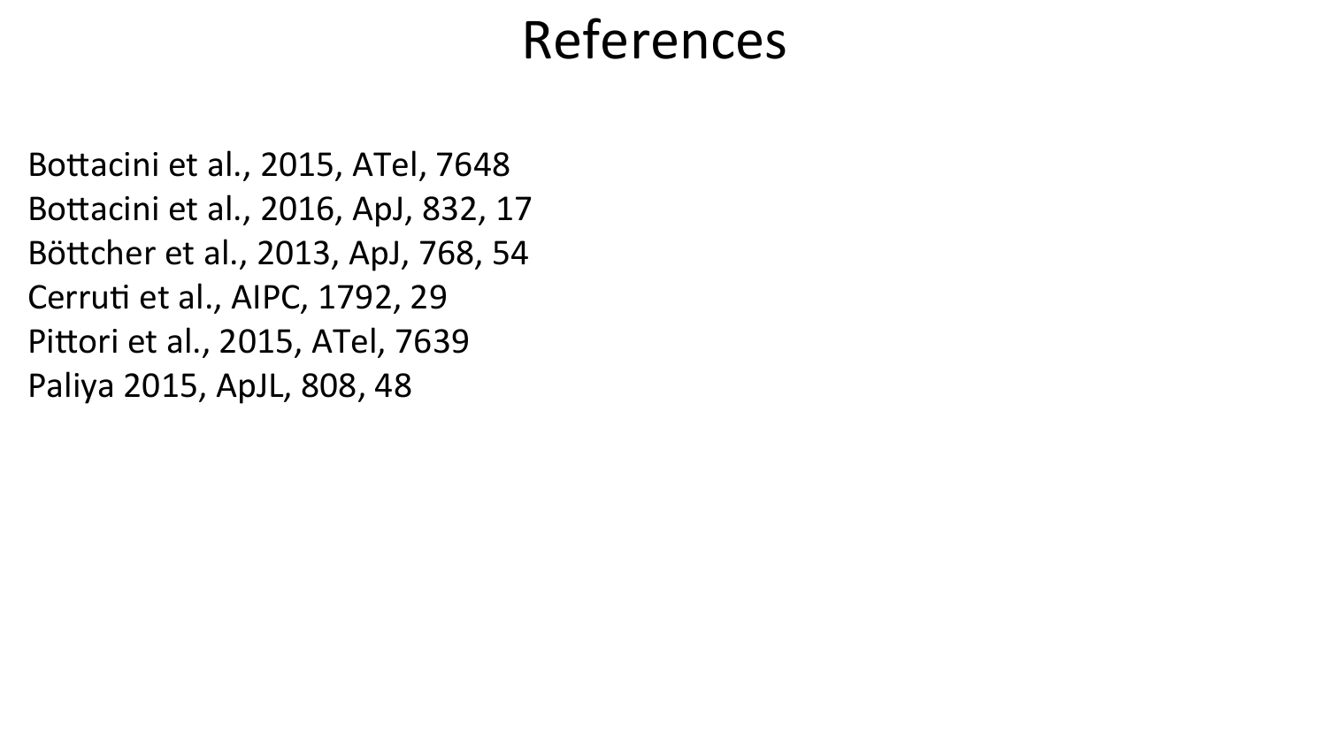# References

Bottacini et al., 2015, ATel, 7648
Bottacini et al., 2016, ApJ, 832, 17
Böttcher et al., 2013, ApJ, 768, 54
Cerruti et al., AIPC, 1792, 29
Pittori et al., 2015, ATel, 7639
Paliya 2015, ApJL, 808, 48